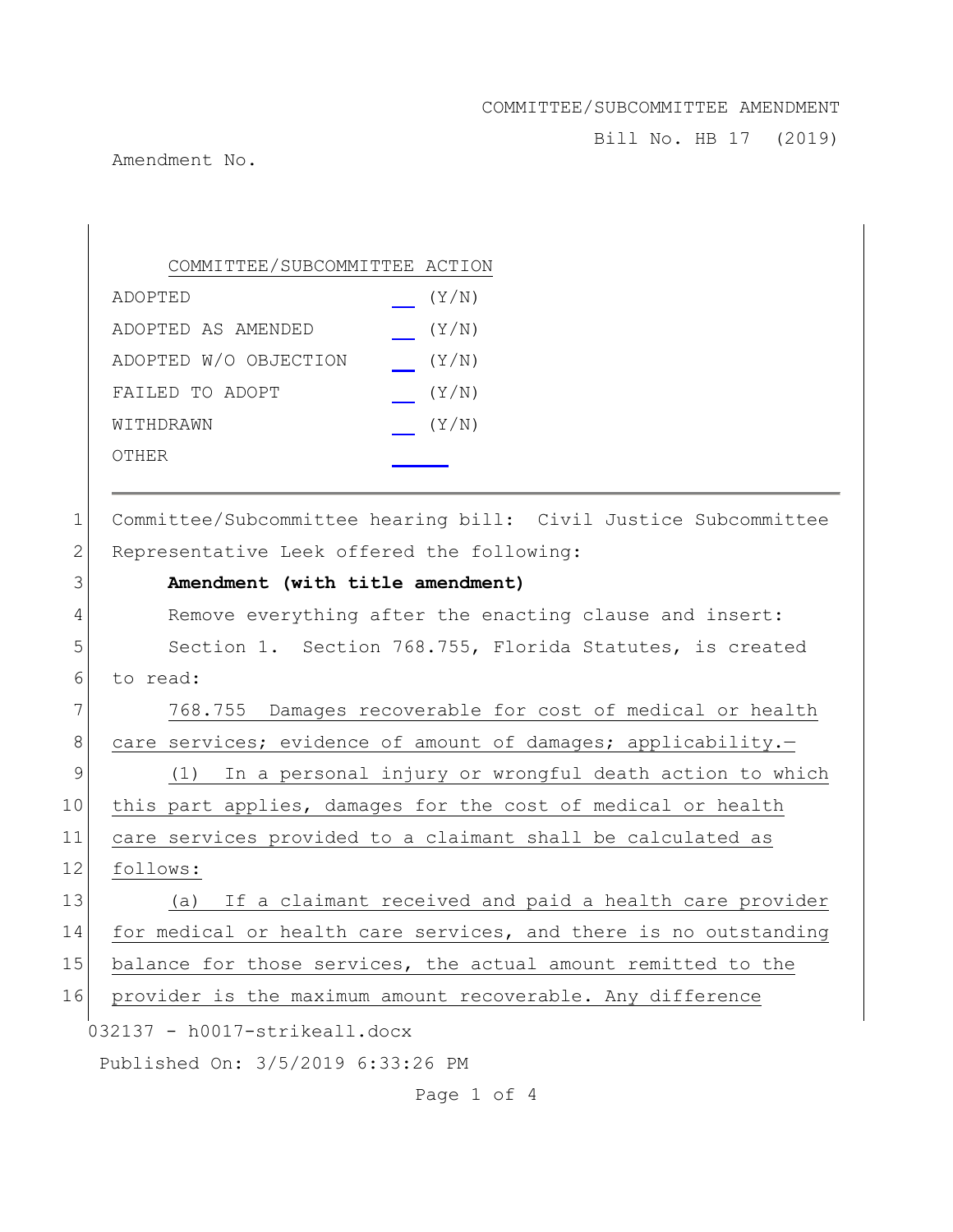COMMITTEE/SUBCOMMITTEE AMENDMENT

Bill No. HB 17 (2019)

Amendment No.

| COMMITTEE/SUBCOMMITTEE ACTION | |
|---|---|
| ADOPTED | __ (Y/N) |
| ADOPTED AS AMENDED | __ (Y/N) |
| ADOPTED W/O OBJECTION | __ (Y/N) |
| FAILED TO ADOPT | __ (Y/N) |
| WITHDRAWN | __ (Y/N) |
| OTHER | ____ |

---

1 Committee/Subcommittee hearing bill: Civil Justice Subcommittee
2 Representative Leek offered the following:
3 **Amendment (with title amendment)**
4 Remove everything after the enacting clause and insert:
5 Section 1. Section 768.755, Florida Statutes, is created
6 to read:
7 768.755 Damages recoverable for cost of medical or health
8 care services; evidence of amount of damages; applicability.—
9 (1) In a personal injury or wrongful death action to which
10 this part applies, damages for the cost of medical or health
11 care services provided to a claimant shall be calculated as
12 follows:
13 (a) If a claimant received and paid a health care provider
14 for medical or health care services, and there is no outstanding
15 balance for those services, the actual amount remitted to the
16 provider is the maximum amount recoverable. Any difference

032137 - h0017-strikeall.docx

Published On: 3/5/2019 6:33:26 PM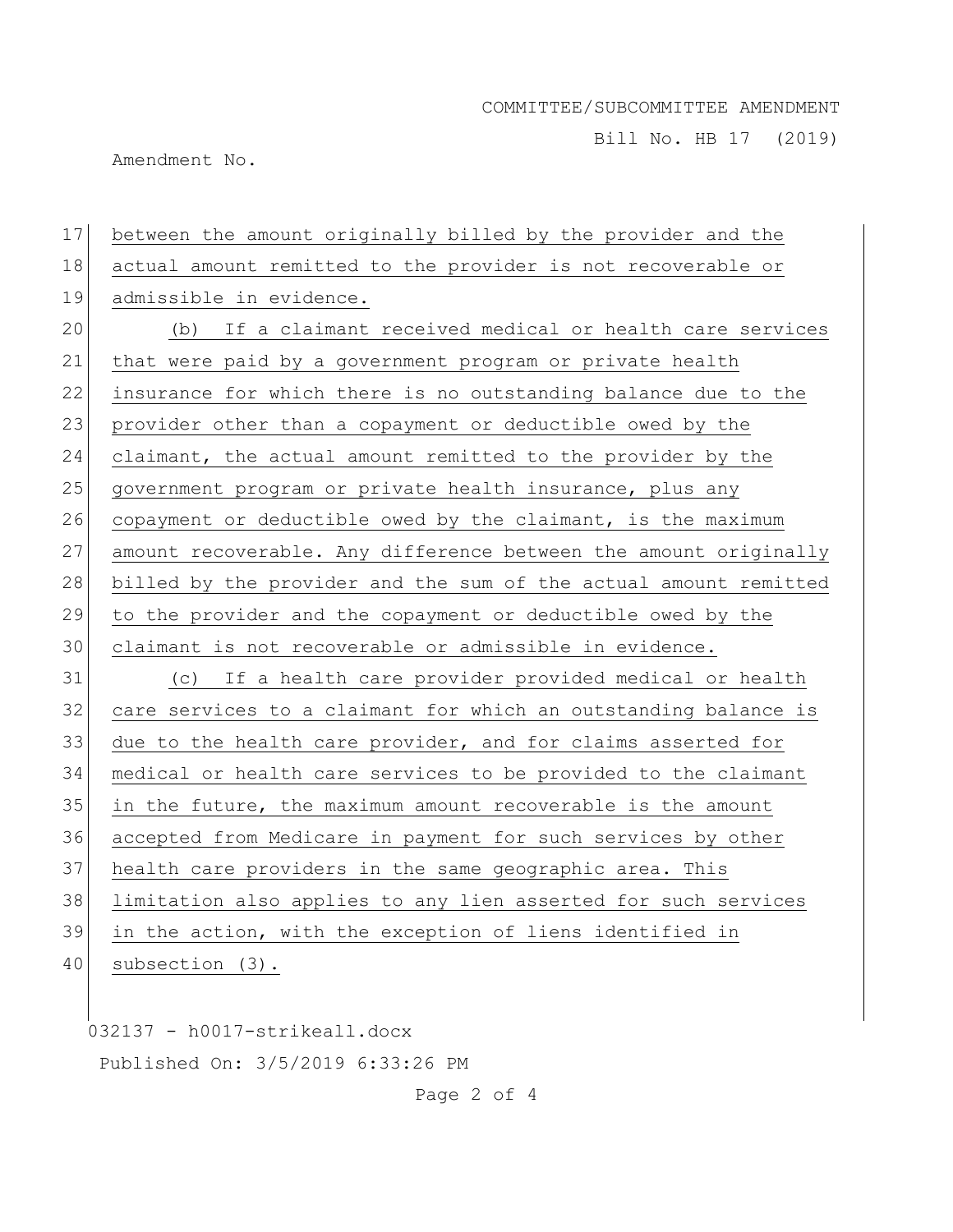between the amount originally billed by the provider and the actual amount remitted to the provider is not recoverable or admissible in evidence.

(b) If a claimant received medical or health care services that were paid by a government program or private health insurance for which there is no outstanding balance due to the provider other than a copayment or deductible owed by the claimant, the actual amount remitted to the provider by the government program or private health insurance, plus any copayment or deductible owed by the claimant, is the maximum amount recoverable. Any difference between the amount originally billed by the provider and the sum of the actual amount remitted to the provider and the copayment or deductible owed by the claimant is not recoverable or admissible in evidence.

(c) If a health care provider provided medical or health care services to a claimant for which an outstanding balance is due to the health care provider, and for claims asserted for medical or health care services to be provided to the claimant in the future, the maximum amount recoverable is the amount accepted from Medicare in payment for such services by other health care providers in the same geographic area. This limitation also applies to any lien asserted for such services in the action, with the exception of liens identified in subsection (3).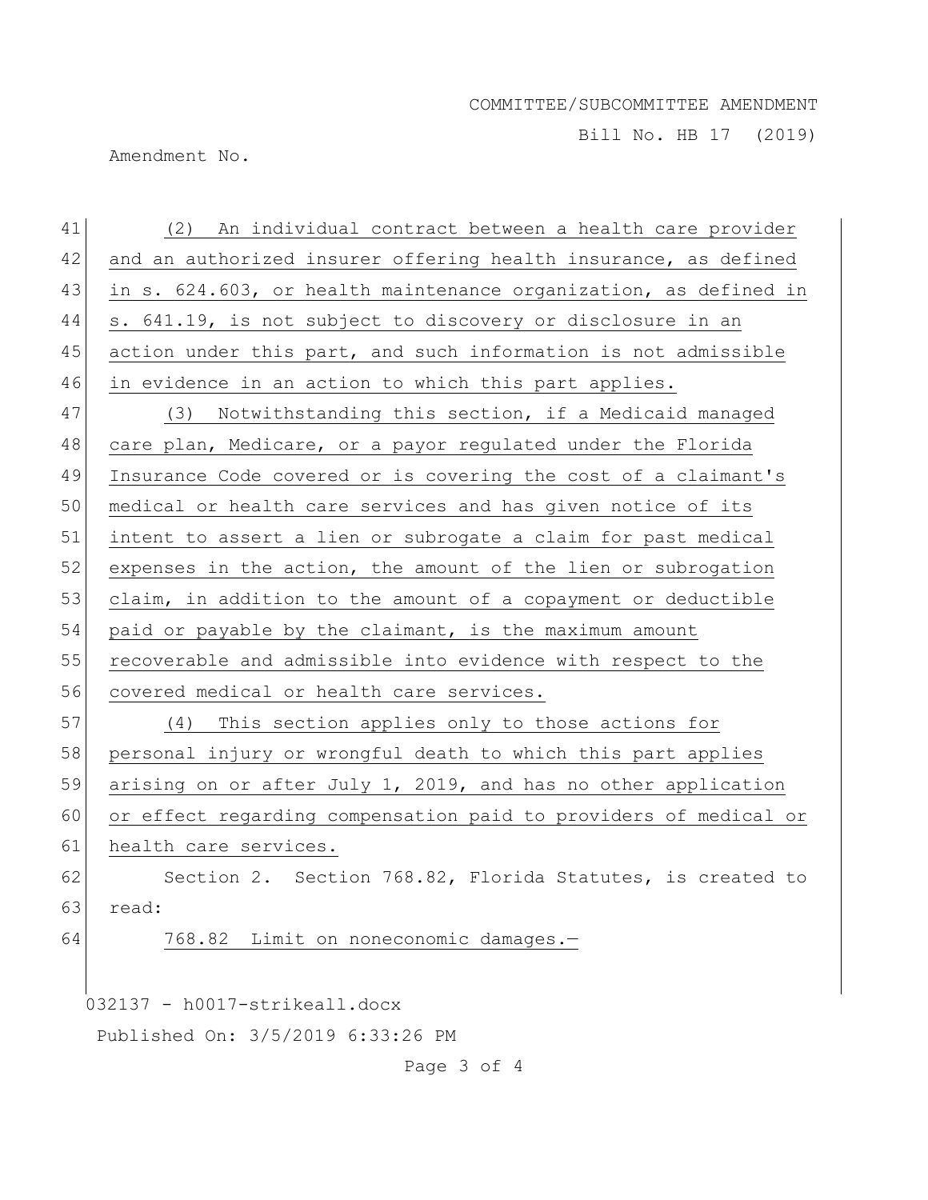(2) An individual contract between a health care provider and an authorized insurer offering health insurance, as defined in s. 624.603, or health maintenance organization, as defined in s. 641.19, is not subject to discovery or disclosure in an action under this part, and such information is not admissible in evidence in an action to which this part applies.

(3) Notwithstanding this section, if a Medicaid managed care plan, Medicare, or a payor regulated under the Florida Insurance Code covered or is covering the cost of a claimant's medical or health care services and has given notice of its intent to assert a lien or subrogate a claim for past medical expenses in the action, the amount of the lien or subrogation claim, in addition to the amount of a copayment or deductible paid or payable by the claimant, is the maximum amount recoverable and admissible into evidence with respect to the covered medical or health care services.

(4) This section applies only to those actions for personal injury or wrongful death to which this part applies arising on or after July 1, 2019, and has no other application or effect regarding compensation paid to providers of medical or health care services.

Section 2. Section 768.82, Florida Statutes, is created to read:

768.82 Limit on noneconomic damages.—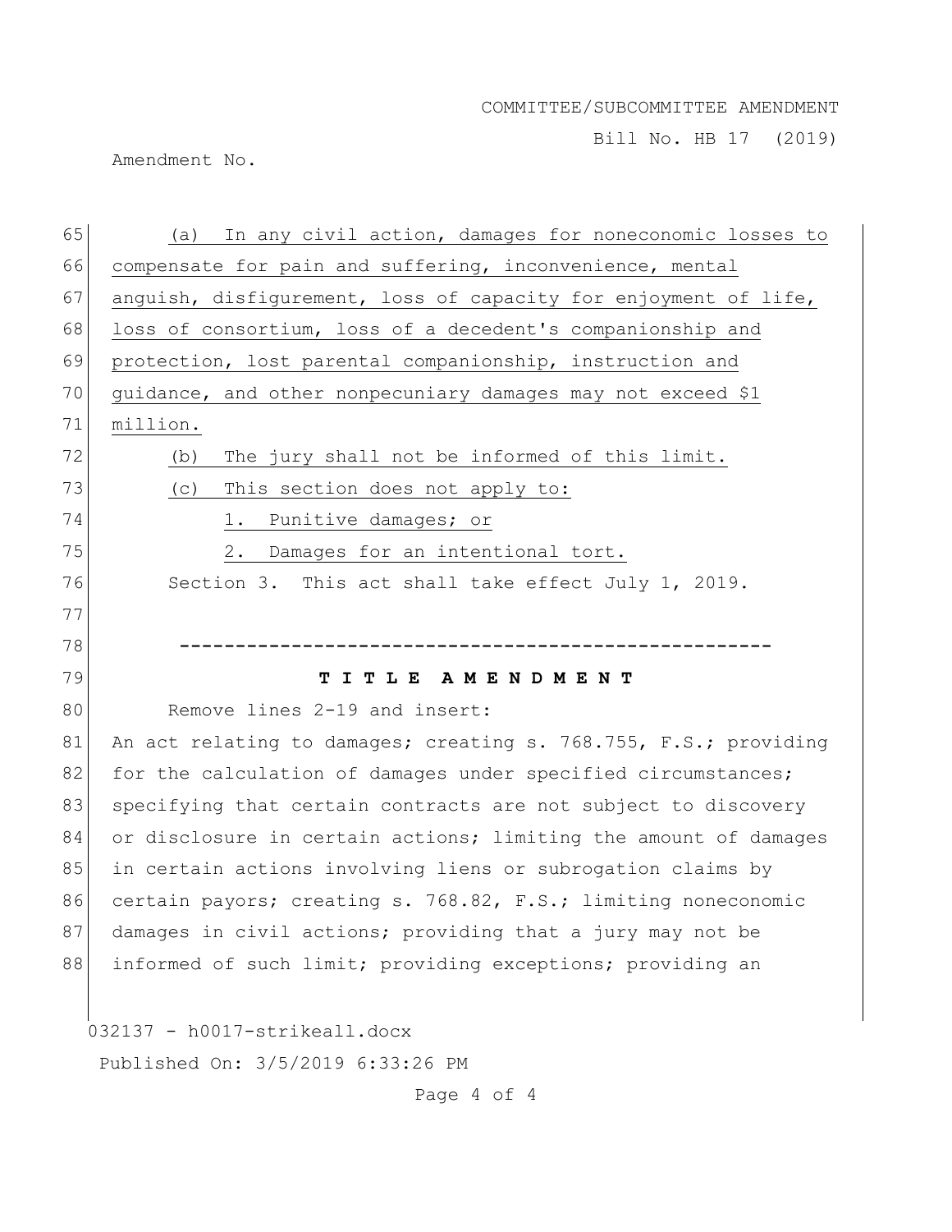(a) In any civil action, damages for noneconomic losses to compensate for pain and suffering, inconvenience, mental anguish, disfigurement, loss of capacity for enjoyment of life, loss of consortium, loss of a decedent's companionship and protection, lost parental companionship, instruction and guidance, and other nonpecuniary damages may not exceed $1 million.

(b) The jury shall not be informed of this limit.

(c) This section does not apply to:

1. Punitive damages; or

2. Damages for an intentional tort.

Section 3. This act shall take effect July 1, 2019.

-----------------------------------------------------

**T I T L E  A M E N D M E N T**

Remove lines 2-19 and insert:

An act relating to damages; creating s. 768.755, F.S.; providing for the calculation of damages under specified circumstances; specifying that certain contracts are not subject to discovery or disclosure in certain actions; limiting the amount of damages in certain actions involving liens or subrogation claims by certain payors; creating s. 768.82, F.S.; limiting noneconomic damages in civil actions; providing that a jury may not be informed of such limit; providing exceptions; providing an

032137 - h0017-strikeall.docx

Published On: 3/5/2019 6:33:26 PM